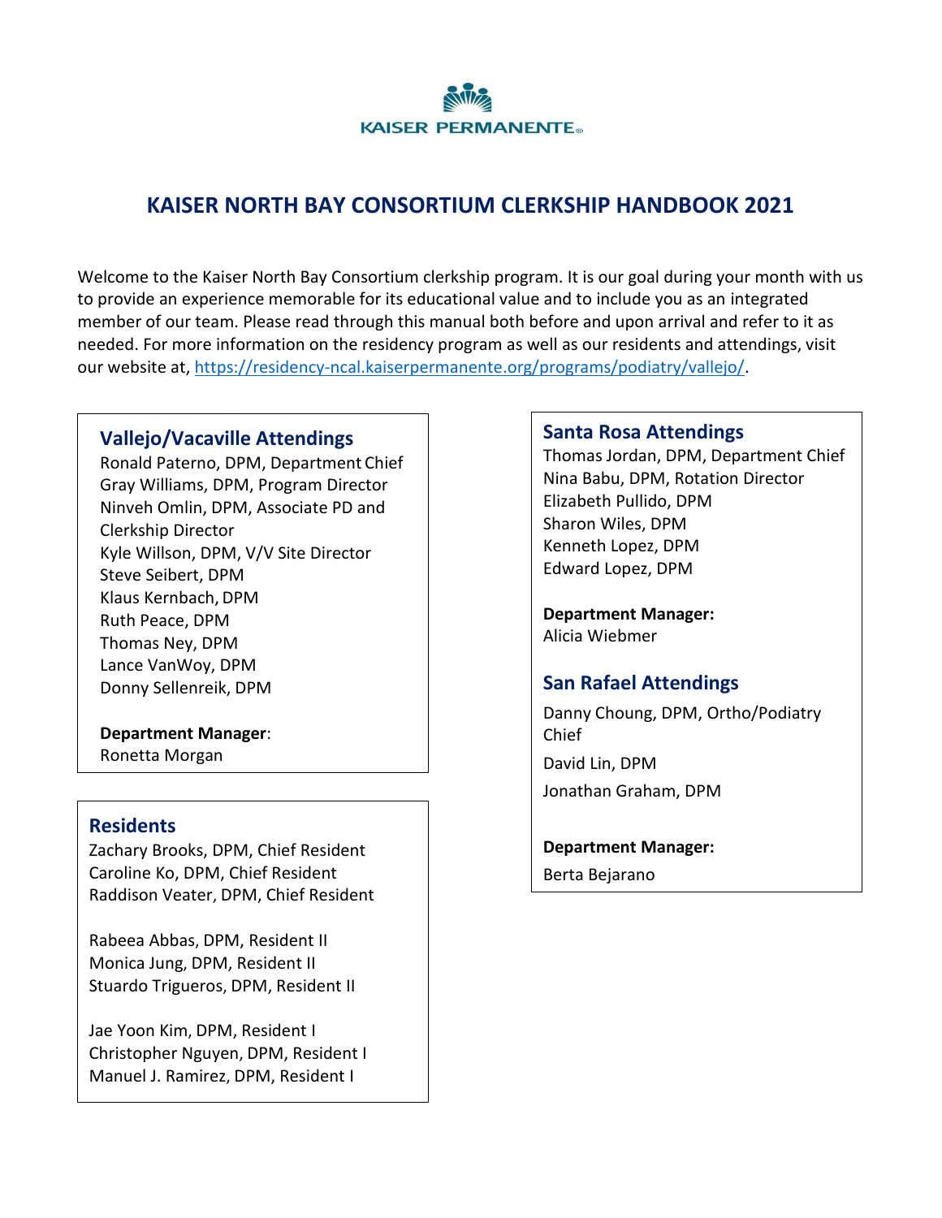KAISER PERMANENTE

# KAISER NORTH BAY CONSORTIUM CLERKSHIP HANDBOOK 2021

Welcome to the Kaiser North Bay Consortium clerkship program. It is our goal during your month with us to provide an experience memorable for its educational value and to include you as an integrated member of our team. Please read through this manual both before and upon arrival and refer to it as needed. For more information on the residency program as well as our residents and attendings, visit our website at, https://residency-ncal.kaiserpermanente.org/programs/podiatry/vallejo/.

## Vallejo/Vacaville Attendings

Ronald Paterno, DPM, Department Chief
Gray Williams, DPM, Program Director
Ninveh Omlin, DPM, Associate PD and Clerkship Director
Kyle Willson, DPM, V/V Site Director
Steve Seibert, DPM
Klaus Kernbach, DPM
Ruth Peace, DPM
Thomas Ney, DPM
Lance VanWoy, DPM
Donny Sellenreik, DPM

**Department Manager**:
Ronetta Morgan

## Residents

Zachary Brooks, DPM, Chief Resident
Caroline Ko, DPM, Chief Resident
Raddison Veater, DPM, Chief Resident

Rabeea Abbas, DPM, Resident II
Monica Jung, DPM, Resident II
Stuardo Trigueros, DPM, Resident II

Jae Yoon Kim, DPM, Resident I
Christopher Nguyen, DPM, Resident I
Manuel J. Ramirez, DPM, Resident I

## Santa Rosa Attendings

Thomas Jordan, DPM, Department Chief
Nina Babu, DPM, Rotation Director
Elizabeth Pullido, DPM
Sharon Wiles, DPM
Kenneth Lopez, DPM
Edward Lopez, DPM

**Department Manager:**
Alicia Wiebmer

## San Rafael Attendings

Danny Choung, DPM, Ortho/Podiatry Chief
David Lin, DPM
Jonathan Graham, DPM

**Department Manager:**
Berta Bejarano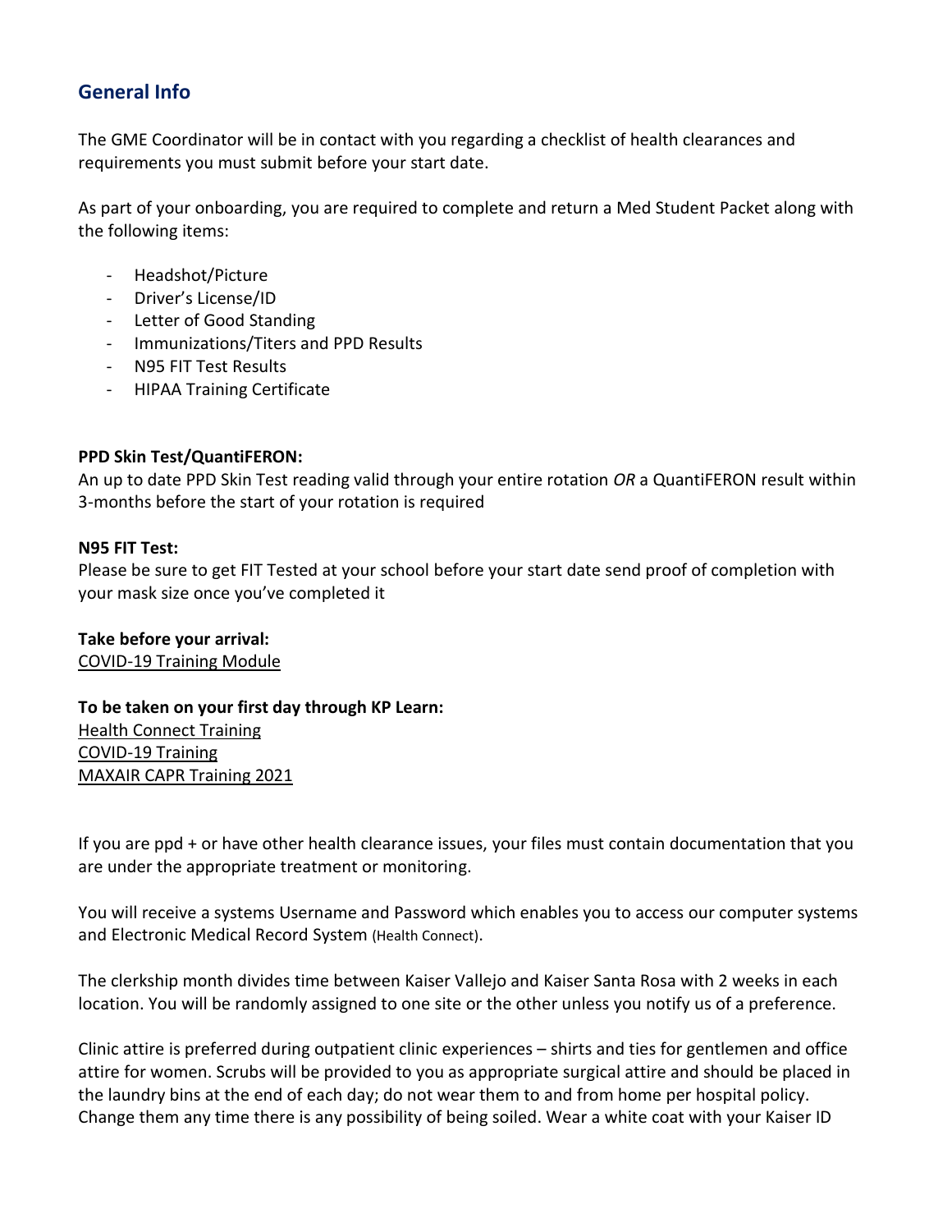## General Info

The GME Coordinator will be in contact with you regarding a checklist of health clearances and requirements you must submit before your start date.

As part of your onboarding, you are required to complete and return a Med Student Packet along with the following items:

- Headshot/Picture
- Driver's License/ID
- Letter of Good Standing
- Immunizations/Titers and PPD Results
- N95 FIT Test Results
- HIPAA Training Certificate

**PPD Skin Test/QuantiFERON:**
An up to date PPD Skin Test reading valid through your entire rotation *OR* a QuantiFERON result within 3-months before the start of your rotation is required

**N95 FIT Test:**
Please be sure to get FIT Tested at your school before your start date send proof of completion with your mask size once you've completed it

**Take before your arrival:**
<u>COVID-19 Training Module</u>

**To be taken on your first day through KP Learn:**
<u>Health Connect Training</u>
<u>COVID-19 Training</u>
<u>MAXAIR CAPR Training 2021</u>

If you are ppd + or have other health clearance issues, your files must contain documentation that you are under the appropriate treatment or monitoring.

You will receive a systems Username and Password which enables you to access our computer systems and Electronic Medical Record System (Health Connect).

The clerkship month divides time between Kaiser Vallejo and Kaiser Santa Rosa with 2 weeks in each location. You will be randomly assigned to one site or the other unless you notify us of a preference.

Clinic attire is preferred during outpatient clinic experiences – shirts and ties for gentlemen and office attire for women. Scrubs will be provided to you as appropriate surgical attire and should be placed in the laundry bins at the end of each day; do not wear them to and from home per hospital policy. Change them any time there is any possibility of being soiled. Wear a white coat with your Kaiser ID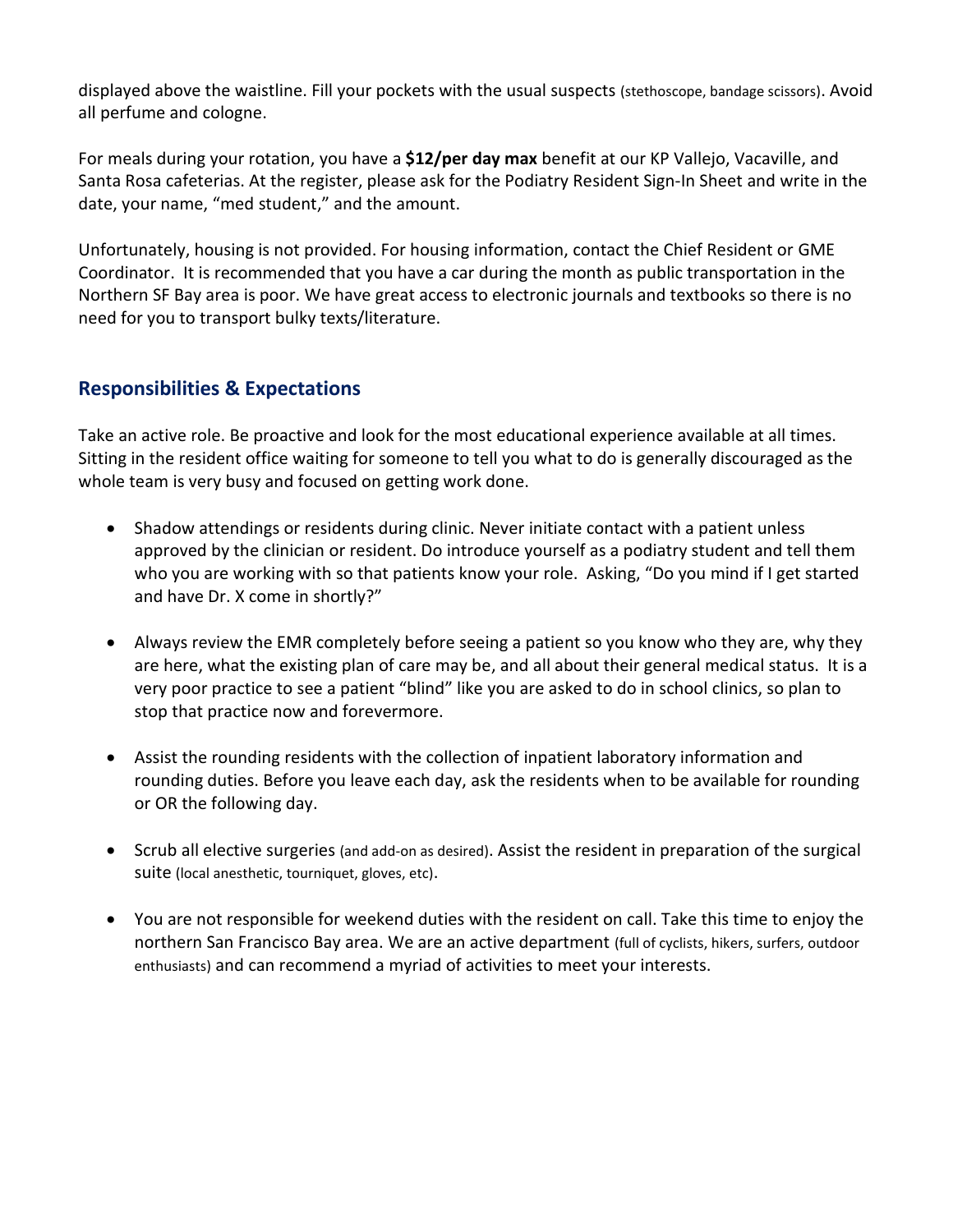displayed above the waistline. Fill your pockets with the usual suspects (stethoscope, bandage scissors). Avoid all perfume and cologne.

For meals during your rotation, you have a **$12/per day max** benefit at our KP Vallejo, Vacaville, and Santa Rosa cafeterias. At the register, please ask for the Podiatry Resident Sign-In Sheet and write in the date, your name, "med student," and the amount.

Unfortunately, housing is not provided. For housing information, contact the Chief Resident or GME Coordinator. It is recommended that you have a car during the month as public transportation in the Northern SF Bay area is poor. We have great access to electronic journals and textbooks so there is no need for you to transport bulky texts/literature.

## Responsibilities & Expectations

Take an active role. Be proactive and look for the most educational experience available at all times. Sitting in the resident office waiting for someone to tell you what to do is generally discouraged as the whole team is very busy and focused on getting work done.

- Shadow attendings or residents during clinic. Never initiate contact with a patient unless approved by the clinician or resident. Do introduce yourself as a podiatry student and tell them who you are working with so that patients know your role. Asking, "Do you mind if I get started and have Dr. X come in shortly?"

- Always review the EMR completely before seeing a patient so you know who they are, why they are here, what the existing plan of care may be, and all about their general medical status. It is a very poor practice to see a patient "blind" like you are asked to do in school clinics, so plan to stop that practice now and forevermore.

- Assist the rounding residents with the collection of inpatient laboratory information and rounding duties. Before you leave each day, ask the residents when to be available for rounding or OR the following day.

- Scrub all elective surgeries (and add-on as desired). Assist the resident in preparation of the surgical suite (local anesthetic, tourniquet, gloves, etc).

- You are not responsible for weekend duties with the resident on call. Take this time to enjoy the northern San Francisco Bay area. We are an active department (full of cyclists, hikers, surfers, outdoor enthusiasts) and can recommend a myriad of activities to meet your interests.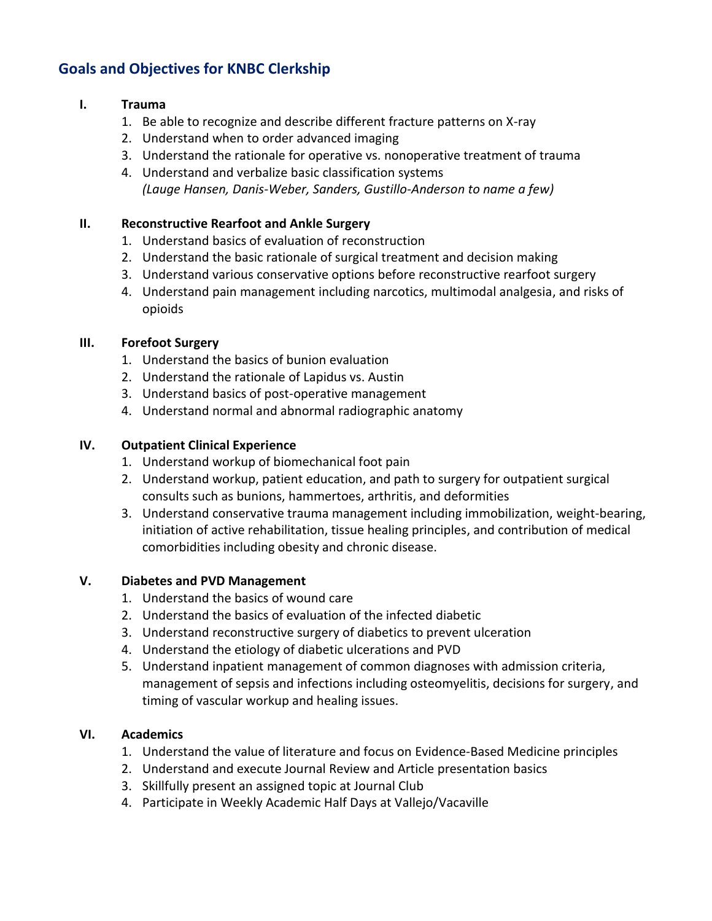## Goals and Objectives for KNBC Clerkship

### I. Trauma

1. Be able to recognize and describe different fracture patterns on X-ray
2. Understand when to order advanced imaging
3. Understand the rationale for operative vs. nonoperative treatment of trauma
4. Understand and verbalize basic classification systems
   *(Lauge Hansen, Danis-Weber, Sanders, Gustillo-Anderson to name a few)*

### II. Reconstructive Rearfoot and Ankle Surgery

1. Understand basics of evaluation of reconstruction
2. Understand the basic rationale of surgical treatment and decision making
3. Understand various conservative options before reconstructive rearfoot surgery
4. Understand pain management including narcotics, multimodal analgesia, and risks of opioids

### III. Forefoot Surgery

1. Understand the basics of bunion evaluation
2. Understand the rationale of Lapidus vs. Austin
3. Understand basics of post-operative management
4. Understand normal and abnormal radiographic anatomy

### IV. Outpatient Clinical Experience

1. Understand workup of biomechanical foot pain
2. Understand workup, patient education, and path to surgery for outpatient surgical consults such as bunions, hammertoes, arthritis, and deformities
3. Understand conservative trauma management including immobilization, weight-bearing, initiation of active rehabilitation, tissue healing principles, and contribution of medical comorbidities including obesity and chronic disease.

### V. Diabetes and PVD Management

1. Understand the basics of wound care
2. Understand the basics of evaluation of the infected diabetic
3. Understand reconstructive surgery of diabetics to prevent ulceration
4. Understand the etiology of diabetic ulcerations and PVD
5. Understand inpatient management of common diagnoses with admission criteria, management of sepsis and infections including osteomyelitis, decisions for surgery, and timing of vascular workup and healing issues.

### VI. Academics

1. Understand the value of literature and focus on Evidence-Based Medicine principles
2. Understand and execute Journal Review and Article presentation basics
3. Skillfully present an assigned topic at Journal Club
4. Participate in Weekly Academic Half Days at Vallejo/Vacaville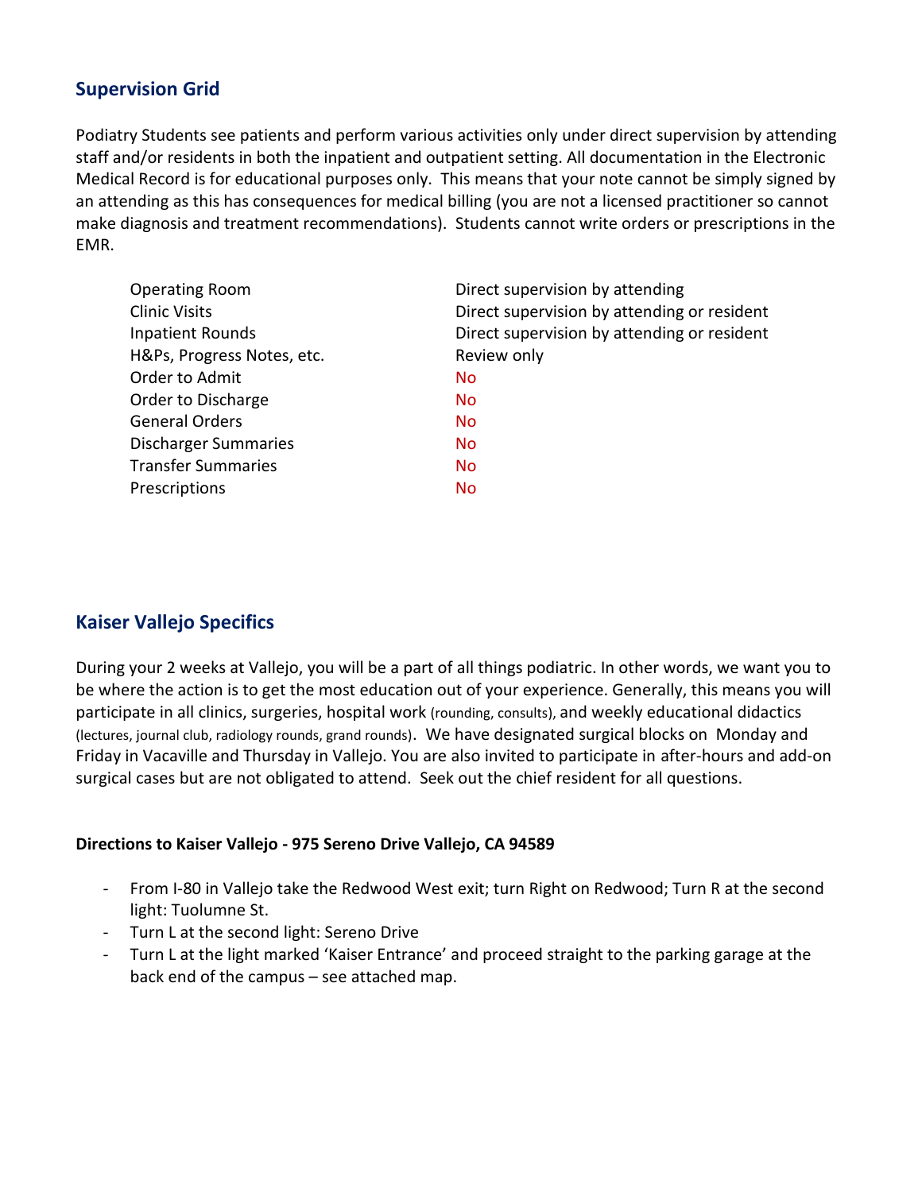## Supervision Grid

Podiatry Students see patients and perform various activities only under direct supervision by attending staff and/or residents in both the inpatient and outpatient setting. All documentation in the Electronic Medical Record is for educational purposes only. This means that your note cannot be simply signed by an attending as this has consequences for medical billing (you are not a licensed practitioner so cannot make diagnosis and treatment recommendations). Students cannot write orders or prescriptions in the EMR.

| | |
|---|---|
| Operating Room | Direct supervision by attending |
| Clinic Visits | Direct supervision by attending or resident |
| Inpatient Rounds | Direct supervision by attending or resident |
| H&Ps, Progress Notes, etc. | Review only |
| Order to Admit | No |
| Order to Discharge | No |
| General Orders | No |
| Discharger Summaries | No |
| Transfer Summaries | No |
| Prescriptions | No |

## Kaiser Vallejo Specifics

During your 2 weeks at Vallejo, you will be a part of all things podiatric. In other words, we want you to be where the action is to get the most education out of your experience. Generally, this means you will participate in all clinics, surgeries, hospital work (rounding, consults), and weekly educational didactics (lectures, journal club, radiology rounds, grand rounds). We have designated surgical blocks on Monday and Friday in Vacaville and Thursday in Vallejo. You are also invited to participate in after-hours and add-on surgical cases but are not obligated to attend. Seek out the chief resident for all questions.

**Directions to Kaiser Vallejo - 975 Sereno Drive Vallejo, CA 94589**

- From I-80 in Vallejo take the Redwood West exit; turn Right on Redwood; Turn R at the second light: Tuolumne St.
- Turn L at the second light: Sereno Drive
- Turn L at the light marked 'Kaiser Entrance' and proceed straight to the parking garage at the back end of the campus – see attached map.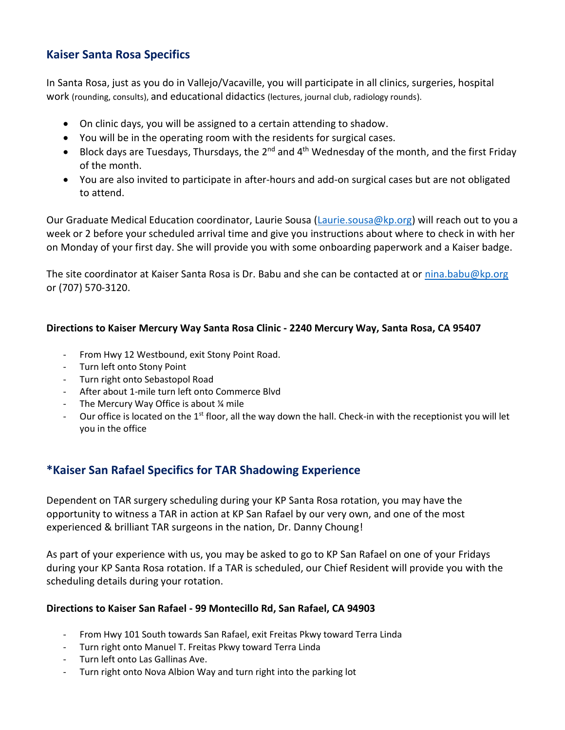## Kaiser Santa Rosa Specifics

In Santa Rosa, just as you do in Vallejo/Vacaville, you will participate in all clinics, surgeries, hospital work (rounding, consults), and educational didactics (lectures, journal club, radiology rounds).

- On clinic days, you will be assigned to a certain attending to shadow.
- You will be in the operating room with the residents for surgical cases.
- Block days are Tuesdays, Thursdays, the 2nd and 4th Wednesday of the month, and the first Friday of the month.
- You are also invited to participate in after-hours and add-on surgical cases but are not obligated to attend.

Our Graduate Medical Education coordinator, Laurie Sousa (Laurie.sousa@kp.org) will reach out to you a week or 2 before your scheduled arrival time and give you instructions about where to check in with her on Monday of your first day. She will provide you with some onboarding paperwork and a Kaiser badge.

The site coordinator at Kaiser Santa Rosa is Dr. Babu and she can be contacted at or nina.babu@kp.org or (707) 570-3120.

**Directions to Kaiser Mercury Way Santa Rosa Clinic - 2240 Mercury Way, Santa Rosa, CA 95407**

- From Hwy 12 Westbound, exit Stony Point Road.
- Turn left onto Stony Point
- Turn right onto Sebastopol Road
- After about 1-mile turn left onto Commerce Blvd
- The Mercury Way Office is about ¼ mile
- Our office is located on the 1st floor, all the way down the hall. Check-in with the receptionist you will let you in the office

## *Kaiser San Rafael Specifics for TAR Shadowing Experience

Dependent on TAR surgery scheduling during your KP Santa Rosa rotation, you may have the opportunity to witness a TAR in action at KP San Rafael by our very own, and one of the most experienced & brilliant TAR surgeons in the nation, Dr. Danny Choung!

As part of your experience with us, you may be asked to go to KP San Rafael on one of your Fridays during your KP Santa Rosa rotation. If a TAR is scheduled, our Chief Resident will provide you with the scheduling details during your rotation.

**Directions to Kaiser San Rafael - 99 Montecillo Rd, San Rafael, CA 94903**

- From Hwy 101 South towards San Rafael, exit Freitas Pkwy toward Terra Linda
- Turn right onto Manuel T. Freitas Pkwy toward Terra Linda
- Turn left onto Las Gallinas Ave.
- Turn right onto Nova Albion Way and turn right into the parking lot